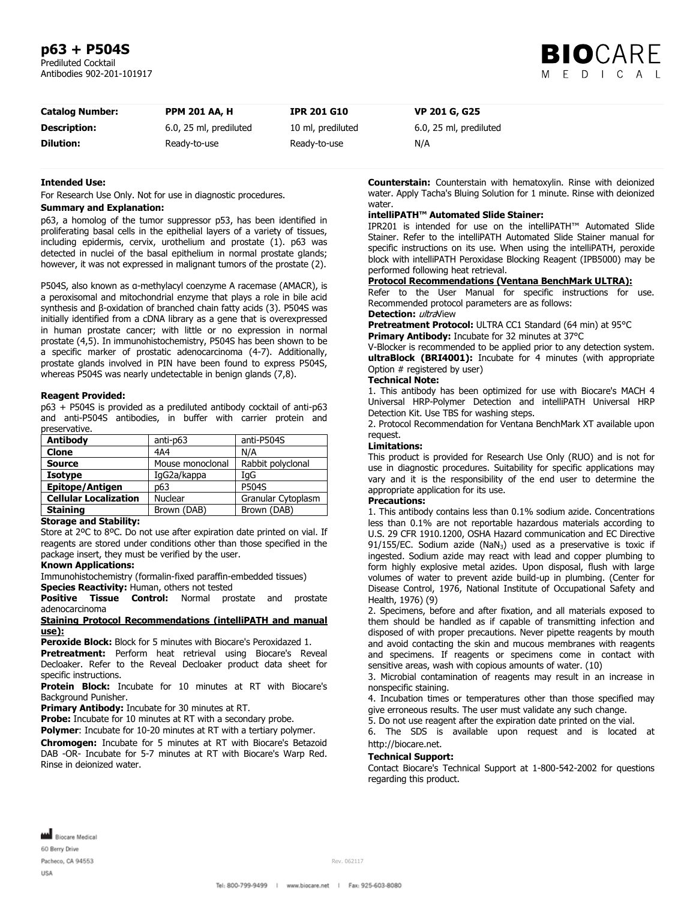# p63 + P504S

Prediluted Cocktail
Antibodies 902-201-101917

BIOCARE MEDICAL

| Catalog Number: | PPM 201 AA, H | IPR 201 G10 | VP 201 G, G25 |
|---|---|---|---|
| Description: | 6.0, 25 ml, prediluted | 10 ml, prediluted | 6.0, 25 ml, prediluted |
| Dilution: | Ready-to-use | Ready-to-use | N/A |

**Intended Use:**

For Research Use Only. Not for use in diagnostic procedures.

**Summary and Explanation:**

p63, a homolog of the tumor suppressor p53, has been identified in proliferating basal cells in the epithelial layers of a variety of tissues, including epidermis, cervix, urothelium and prostate (1). p63 was detected in nuclei of the basal epithelium in normal prostate glands; however, it was not expressed in malignant tumors of the prostate (2).

P504S, also known as α-methylacyl coenzyme A racemase (AMACR), is a peroxisomal and mitochondrial enzyme that plays a role in bile acid synthesis and β-oxidation of branched chain fatty acids (3). P504S was initially identified from a cDNA library as a gene that is overexpressed in human prostate cancer; with little or no expression in normal prostate (4,5). In immunohistochemistry, P504S has been shown to be a specific marker of prostatic adenocarcinoma (4-7). Additionally, prostate glands involved in PIN have been found to express P504S, whereas P504S was nearly undetectable in benign glands (7,8).

**Reagent Provided:**

p63 + P504S is provided as a prediluted antibody cocktail of anti-p63 and anti-P504S antibodies, in buffer with carrier protein and preservative.

| Antibody | anti-p63 | anti-P504S |
|---|---|---|
| Clone | 4A4 | N/A |
| Source | Mouse monoclonal | Rabbit polyclonal |
| Isotype | IgG2a/kappa | IgG |
| Epitope/Antigen | p63 | P504S |
| Cellular Localization | Nuclear | Granular Cytoplasm |
| Staining | Brown (DAB) | Brown (DAB) |

**Storage and Stability:**

Store at 2ºC to 8ºC. Do not use after expiration date printed on vial. If reagents are stored under conditions other than those specified in the package insert, they must be verified by the user.

**Known Applications:**

Immunohistochemistry (formalin-fixed paraffin-embedded tissues)

**Species Reactivity:** Human, others not tested

**Positive Tissue Control:** Normal prostate and prostate adenocarcinoma

**Staining Protocol Recommendations (intelliPATH and manual use):**

**Peroxide Block:** Block for 5 minutes with Biocare's Peroxidazed 1.

**Pretreatment:** Perform heat retrieval using Biocare's Reveal Decloaker. Refer to the Reveal Decloaker product data sheet for specific instructions.

**Protein Block:** Incubate for 10 minutes at RT with Biocare's Background Punisher.

**Primary Antibody:** Incubate for 30 minutes at RT.

**Probe:** Incubate for 10 minutes at RT with a secondary probe.

**Polymer**: Incubate for 10-20 minutes at RT with a tertiary polymer.

**Chromogen:** Incubate for 5 minutes at RT with Biocare's Betazoid DAB -OR- Incubate for 5-7 minutes at RT with Biocare's Warp Red. Rinse in deionized water.

**Counterstain:** Counterstain with hematoxylin. Rinse with deionized water. Apply Tacha's Bluing Solution for 1 minute. Rinse with deionized water.

**intelliPATH™ Automated Slide Stainer:**

IPR201 is intended for use on the intelliPATH™ Automated Slide Stainer. Refer to the intelliPATH Automated Slide Stainer manual for specific instructions on its use. When using the intelliPATH, peroxide block with intelliPATH Peroxidase Blocking Reagent (IPB5000) may be performed following heat retrieval.

**Protocol Recommendations (Ventana BenchMark ULTRA):**

Refer to the User Manual for specific instructions for use. Recommended protocol parameters are as follows:

**Detection:** *ultra*View

**Pretreatment Protocol:** ULTRA CC1 Standard (64 min) at 95°C

**Primary Antibody:** Incubate for 32 minutes at 37°C

V-Blocker is recommended to be applied prior to any detection system.

**ultraBlock (BRI4001):** Incubate for 4 minutes (with appropriate Option # registered by user)

**Technical Note:**

1. This antibody has been optimized for use with Biocare's MACH 4 Universal HRP-Polymer Detection and intelliPATH Universal HRP Detection Kit. Use TBS for washing steps.
2. Protocol Recommendation for Ventana BenchMark XT available upon request.

**Limitations:**

This product is provided for Research Use Only (RUO) and is not for use in diagnostic procedures. Suitability for specific applications may vary and it is the responsibility of the end user to determine the appropriate application for its use.

**Precautions:**

1. This antibody contains less than 0.1% sodium azide. Concentrations less than 0.1% are not reportable hazardous materials according to U.S. 29 CFR 1910.1200, OSHA Hazard communication and EC Directive 91/155/EC. Sodium azide ($NaN_3$) used as a preservative is toxic if ingested. Sodium azide may react with lead and copper plumbing to form highly explosive metal azides. Upon disposal, flush with large volumes of water to prevent azide build-up in plumbing. (Center for Disease Control, 1976, National Institute of Occupational Safety and Health, 1976) (9)
2. Specimens, before and after fixation, and all materials exposed to them should be handled as if capable of transmitting infection and disposed of with proper precautions. Never pipette reagents by mouth and avoid contacting the skin and mucous membranes with reagents and specimens. If reagents or specimens come in contact with sensitive areas, wash with copious amounts of water. (10)
3. Microbial contamination of reagents may result in an increase in nonspecific staining.
4. Incubation times or temperatures other than those specified may give erroneous results. The user must validate any such change.
5. Do not use reagent after the expiration date printed on the vial.
6. The SDS is available upon request and is located at http://biocare.net.

**Technical Support:**

Contact Biocare's Technical Support at 1-800-542-2002 for questions regarding this product.

Biocare Medical
60 Berry Drive
Pacheco, CA 94553
USA

Rev. 062117

Tel: 800-799-9499 | www.biocare.net | Fax: 925-603-8080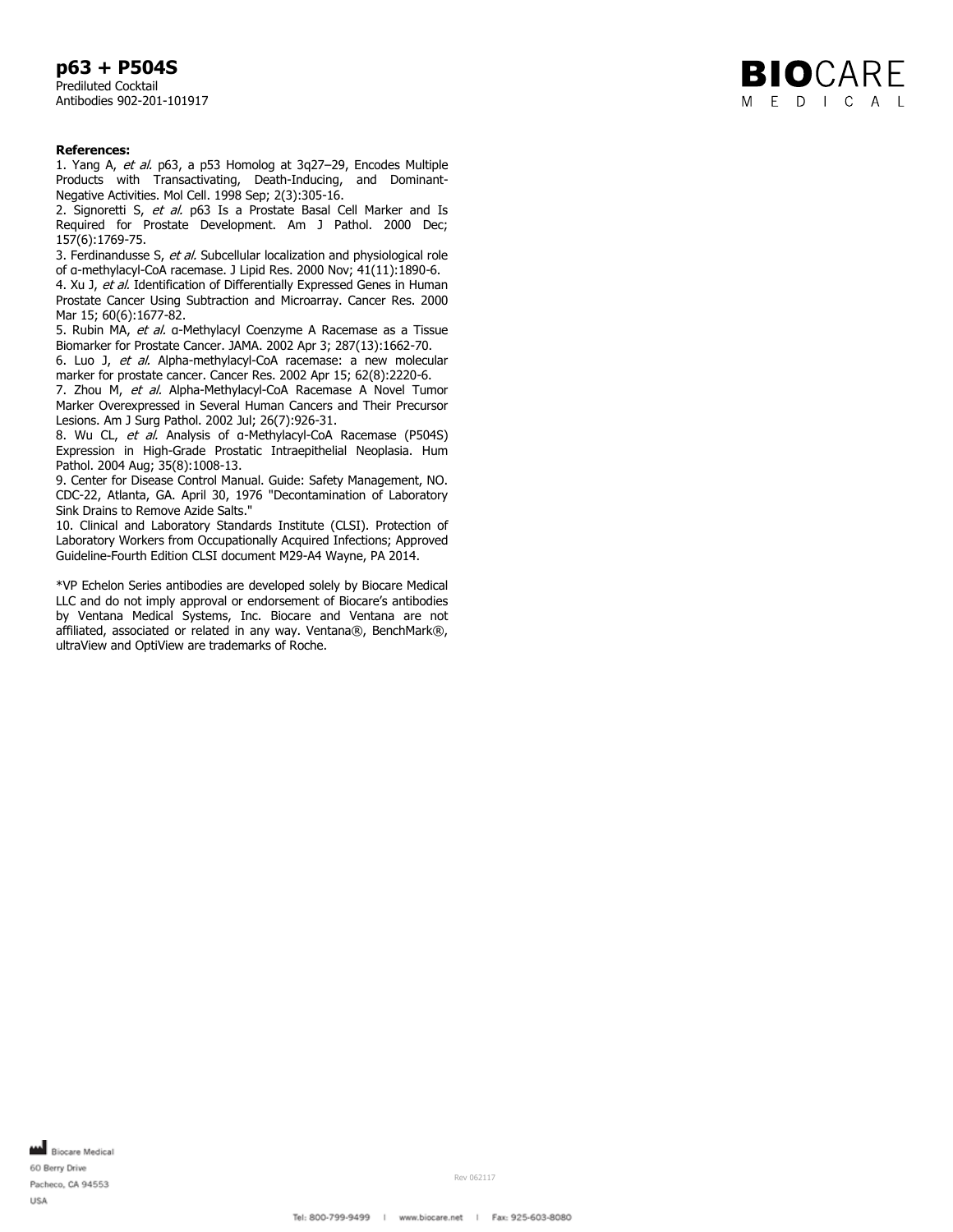**References:**

1. Yang A, *et al.* p63, a p53 Homolog at 3q27–29, Encodes Multiple Products with Transactivating, Death-Inducing, and Dominant-Negative Activities. Mol Cell. 1998 Sep; 2(3):305-16.
2. Signoretti S, *et al.* p63 Is a Prostate Basal Cell Marker and Is Required for Prostate Development. Am J Pathol. 2000 Dec; 157(6):1769-75.
3. Ferdinandusse S, *et al.* Subcellular localization and physiological role of α-methylacyl-CoA racemase. J Lipid Res. 2000 Nov; 41(11):1890-6.
4. Xu J, *et al.* Identification of Differentially Expressed Genes in Human Prostate Cancer Using Subtraction and Microarray. Cancer Res. 2000 Mar 15; 60(6):1677-82.
5. Rubin MA, *et al.* α-Methylacyl Coenzyme A Racemase as a Tissue Biomarker for Prostate Cancer. JAMA. 2002 Apr 3; 287(13):1662-70.
6. Luo J, *et al.* Alpha-methylacyl-CoA racemase: a new molecular marker for prostate cancer. Cancer Res. 2002 Apr 15; 62(8):2220-6.
7. Zhou M, *et al.* Alpha-Methylacyl-CoA Racemase A Novel Tumor Marker Overexpressed in Several Human Cancers and Their Precursor Lesions. Am J Surg Pathol. 2002 Jul; 26(7):926-31.
8. Wu CL, *et al.* Analysis of α-Methylacyl-CoA Racemase (P504S) Expression in High-Grade Prostatic Intraepithelial Neoplasia. Hum Pathol. 2004 Aug; 35(8):1008-13.
9. Center for Disease Control Manual. Guide: Safety Management, NO. CDC-22, Atlanta, GA. April 30, 1976 "Decontamination of Laboratory Sink Drains to Remove Azide Salts."
10. Clinical and Laboratory Standards Institute (CLSI). Protection of Laboratory Workers from Occupationally Acquired Infections; Approved Guideline-Fourth Edition CLSI document M29-A4 Wayne, PA 2014.

*VP Echelon Series antibodies are developed solely by Biocare Medical LLC and do not imply approval or endorsement of Biocare's antibodies by Ventana Medical Systems, Inc. Biocare and Ventana are not affiliated, associated or related in any way. Ventana®, BenchMark®, ultraView and OptiView are trademarks of Roche.

Biocare Medical
60 Berry Drive
Pacheco, CA 94553
USA

Rev 062117

Tel: 800-799-9499 | www.biocare.net | Fax: 925-603-8080